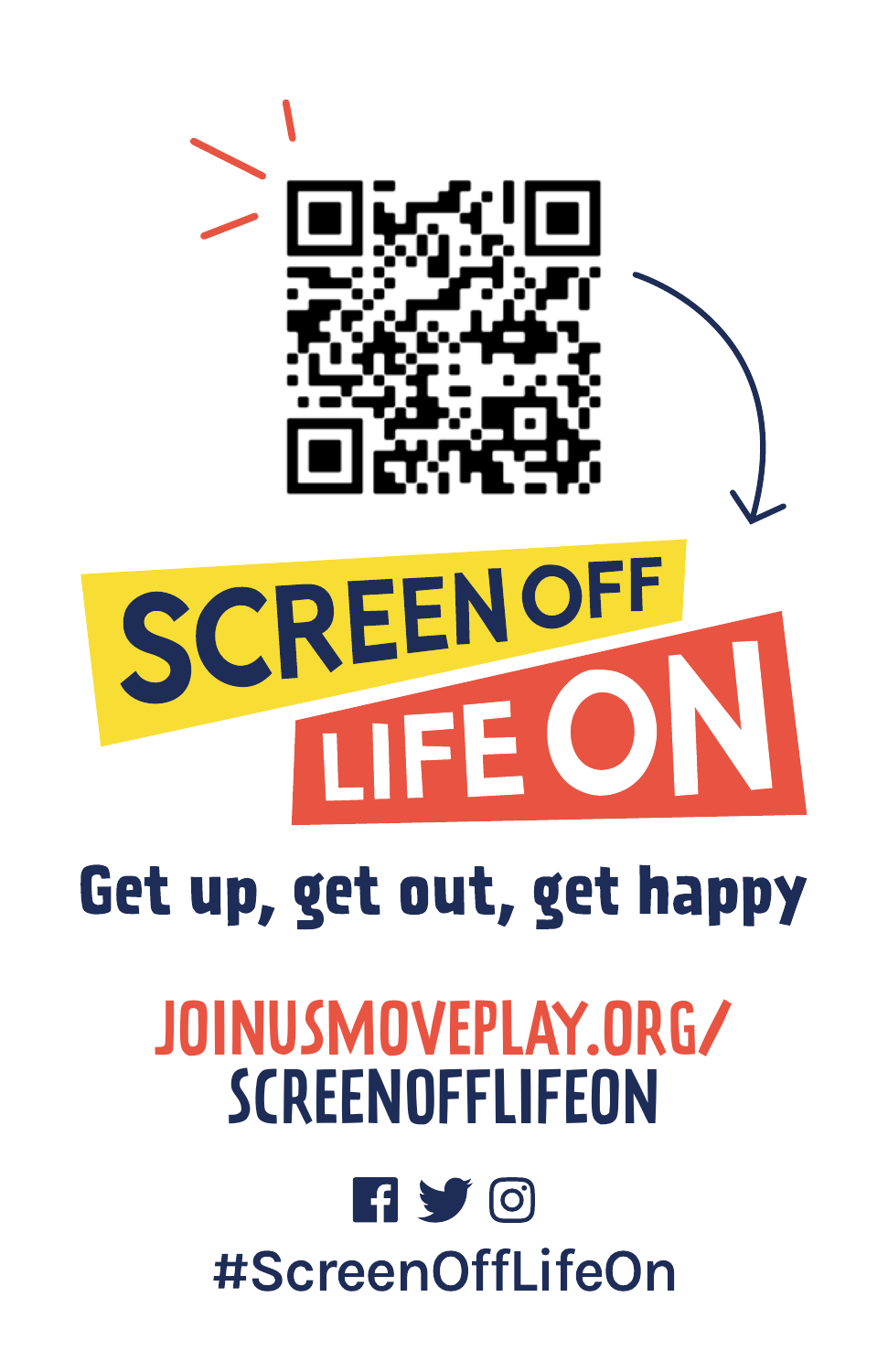# SCREEN OFF LIFE ON

**Get up, get out, get happy**

JOINUSMOVEPLAY.ORG/
SCREENOFFLIFEON

#ScreenOffLifeOn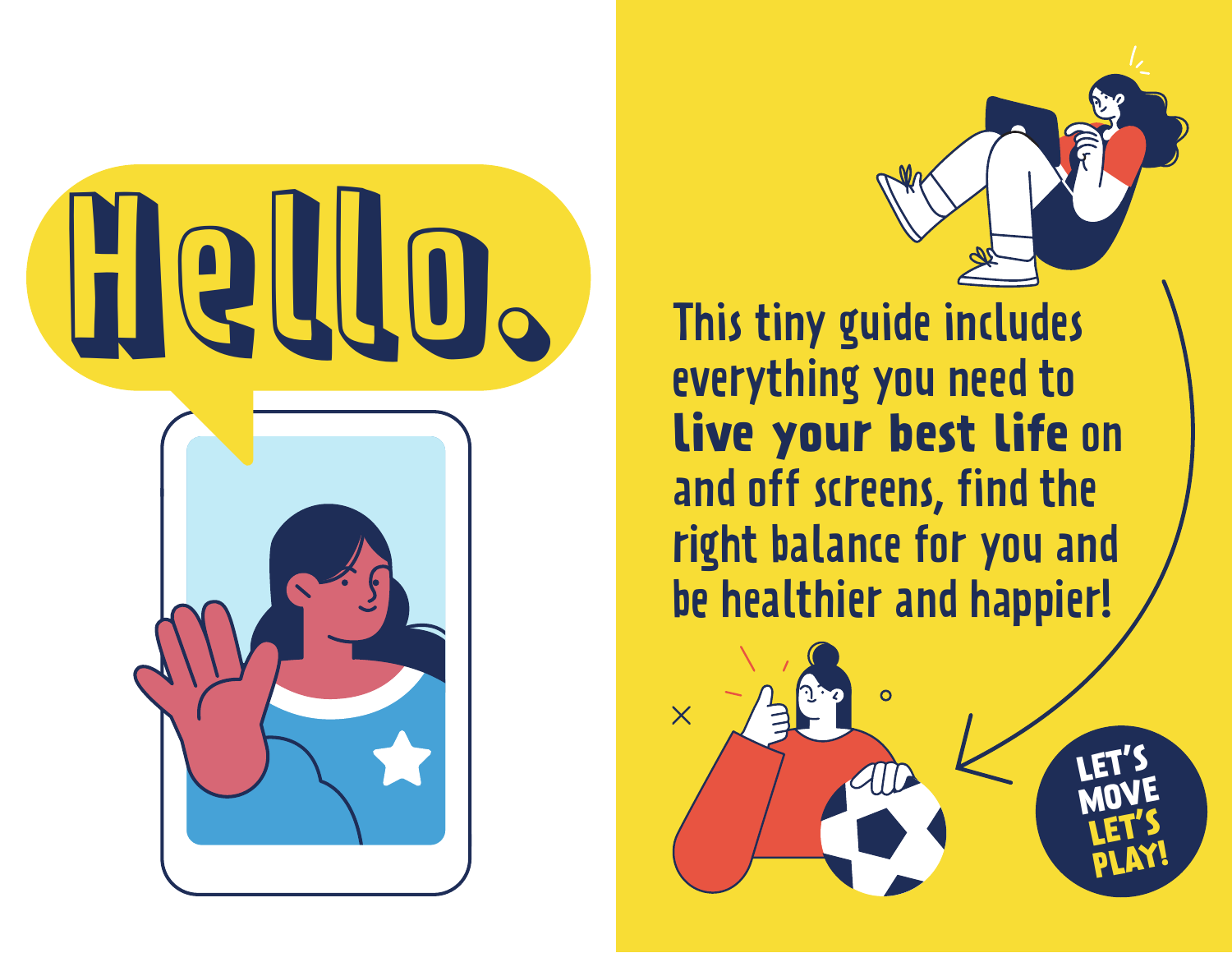# Hello.

This tiny guide includes everything you need to **live your best life** on and off screens, find the right balance for you and be healthier and happier!

**LET'S MOVE LET'S PLAY!**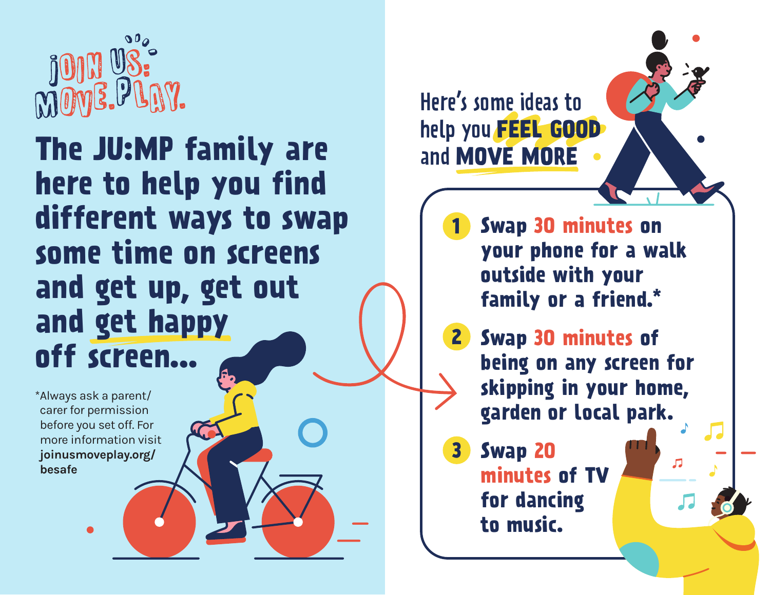JOIN US: MOVE.PLAY.

# The JU:MP family are here to help you find different ways to swap some time on screens and get up, get out and get happy off screen...

*Always ask a parent/ carer for permission before you set off. For more information visit **joinusmoveplay.org/besafe**

## Here's some ideas to help you **FEEL GOOD** and **MOVE MORE**

1. Swap **30 minutes** on your phone for a walk outside with your family or a friend.*
2. Swap **30 minutes** of being on any screen for skipping in your home, garden or local park.
3. Swap **20 minutes** of TV for dancing to music.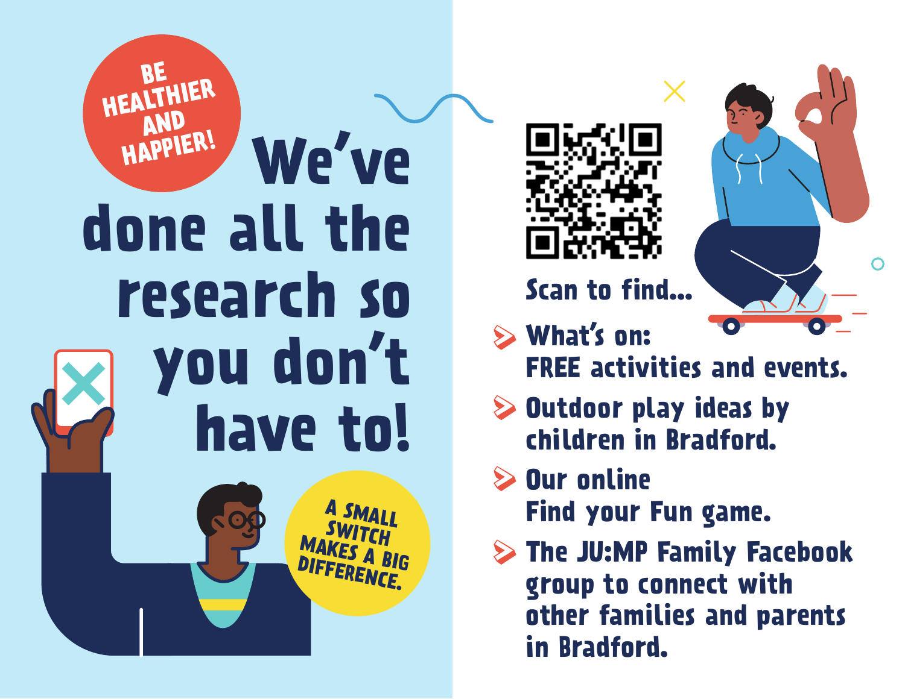**BE HEALTHIER AND HAPPIER!**

# We've done all the research so you don't have to!

**A SMALL SWITCH MAKES A BIG DIFFERENCE.**

Scan to find...

- **What's on:** FREE activities and events.
- Outdoor play ideas by children in Bradford.
- Our online Find your Fun game.
- The JU:MP Family Facebook group to connect with other families and parents in Bradford.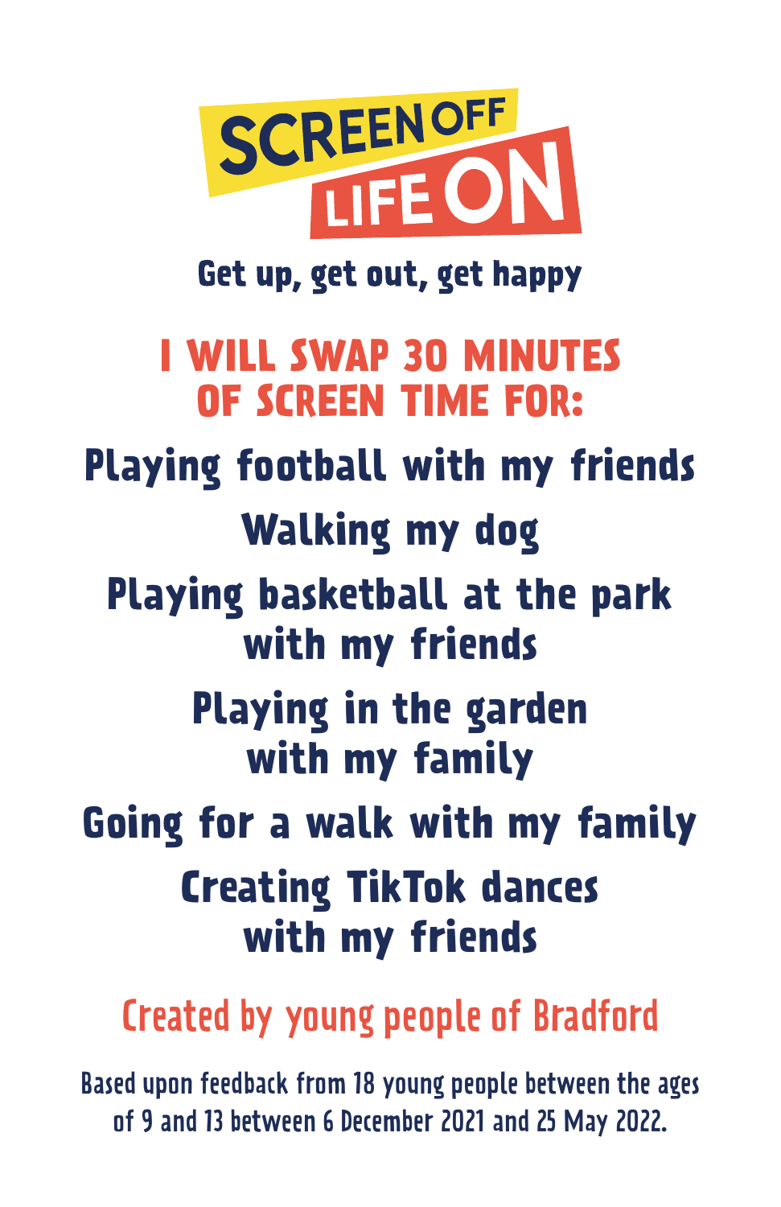# SCREEN OFF LIFE ON

**Get up, get out, get happy**

## I WILL SWAP 30 MINUTES OF SCREEN TIME FOR:

**Playing football with my friends**

**Walking my dog**

**Playing basketball at the park with my friends**

**Playing in the garden with my family**

**Going for a walk with my family**

**Creating TikTok dances with my friends**

Created by young people of Bradford

Based upon feedback from 18 young people between the ages of 9 and 13 between 6 December 2021 and 25 May 2022.